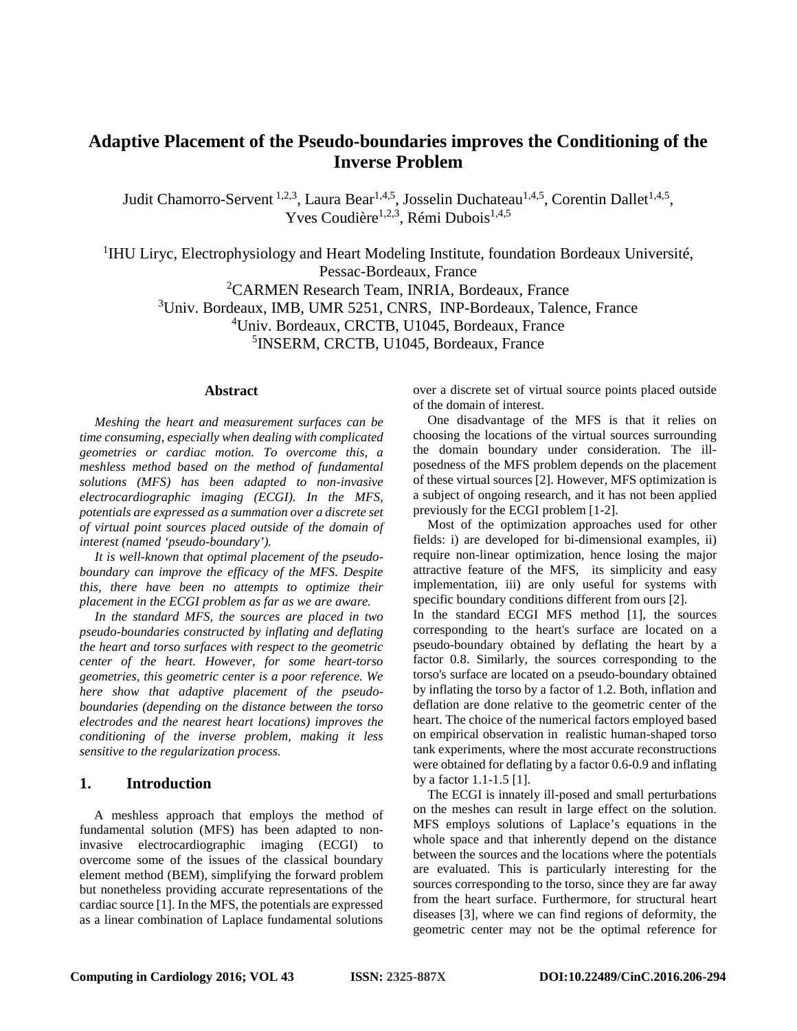# Adaptive Placement of the Pseudo-boundaries improves the Conditioning of the Inverse Problem

Judit Chamorro-Servent [1,2,3], Laura Bear[1,4,5], Josselin Duchateau[1,4,5], Corentin Dallet[1,4,5], Yves Coudière[1,2,3], Rémi Dubois[1,4,5]

[1]IHU Liryc, Electrophysiology and Heart Modeling Institute, foundation Bordeaux Université, Pessac-Bordeaux, France
[2]CARMEN Research Team, INRIA, Bordeaux, France
[3]Univ. Bordeaux, IMB, UMR 5251, CNRS, INP-Bordeaux, Talence, France
[4]Univ. Bordeaux, CRCTB, U1045, Bordeaux, France
[5]INSERM, CRCTB, U1045, Bordeaux, France

### Abstract

*Meshing the heart and measurement surfaces can be time consuming, especially when dealing with complicated geometries or cardiac motion. To overcome this, a meshless method based on the method of fundamental solutions (MFS) has been adapted to non-invasive electrocardiographic imaging (ECGI). In the MFS, potentials are expressed as a summation over a discrete set of virtual point sources placed outside of the domain of interest (named 'pseudo-boundary').*

*It is well-known that optimal placement of the pseudo-boundary can improve the efficacy of the MFS. Despite this, there have been no attempts to optimize their placement in the ECGI problem as far as we are aware.*

*In the standard MFS, the sources are placed in two pseudo-boundaries constructed by inflating and deflating the heart and torso surfaces with respect to the geometric center of the heart. However, for some heart-torso geometries, this geometric center is a poor reference. We here show that adaptive placement of the pseudo-boundaries (depending on the distance between the torso electrodes and the nearest heart locations) improves the conditioning of the inverse problem, making it less sensitive to the regularization process.*

## 1. Introduction

A meshless approach that employs the method of fundamental solution (MFS) has been adapted to non-invasive electrocardiographic imaging (ECGI) to overcome some of the issues of the classical boundary element method (BEM), simplifying the forward problem but nonetheless providing accurate representations of the cardiac source [1]. In the MFS, the potentials are expressed as a linear combination of Laplace fundamental solutions over a discrete set of virtual source points placed outside of the domain of interest.

One disadvantage of the MFS is that it relies on choosing the locations of the virtual sources surrounding the domain boundary under consideration. The ill-posedness of the MFS problem depends on the placement of these virtual sources [2]. However, MFS optimization is a subject of ongoing research, and it has not been applied previously for the ECGI problem [1-2].

Most of the optimization approaches used for other fields: i) are developed for bi-dimensional examples, ii) require non-linear optimization, hence losing the major attractive feature of the MFS, its simplicity and easy implementation, iii) are only useful for systems with specific boundary conditions different from ours [2].

In the standard ECGI MFS method [1], the sources corresponding to the heart's surface are located on a pseudo-boundary obtained by deflating the heart by a factor 0.8. Similarly, the sources corresponding to the torso's surface are located on a pseudo-boundary obtained by inflating the torso by a factor of 1.2. Both, inflation and deflation are done relative to the geometric center of the heart. The choice of the numerical factors employed based on empirical observation in realistic human-shaped torso tank experiments, where the most accurate reconstructions were obtained for deflating by a factor 0.6-0.9 and inflating by a factor 1.1-1.5 [1].

The ECGI is innately ill-posed and small perturbations on the meshes can result in large effect on the solution. MFS employs solutions of Laplace's equations in the whole space and that inherently depend on the distance between the sources and the locations where the potentials are evaluated. This is particularly interesting for the sources corresponding to the torso, since they are far away from the heart surface. Furthermore, for structural heart diseases [3], where we can find regions of deformity, the geometric center may not be the optimal reference for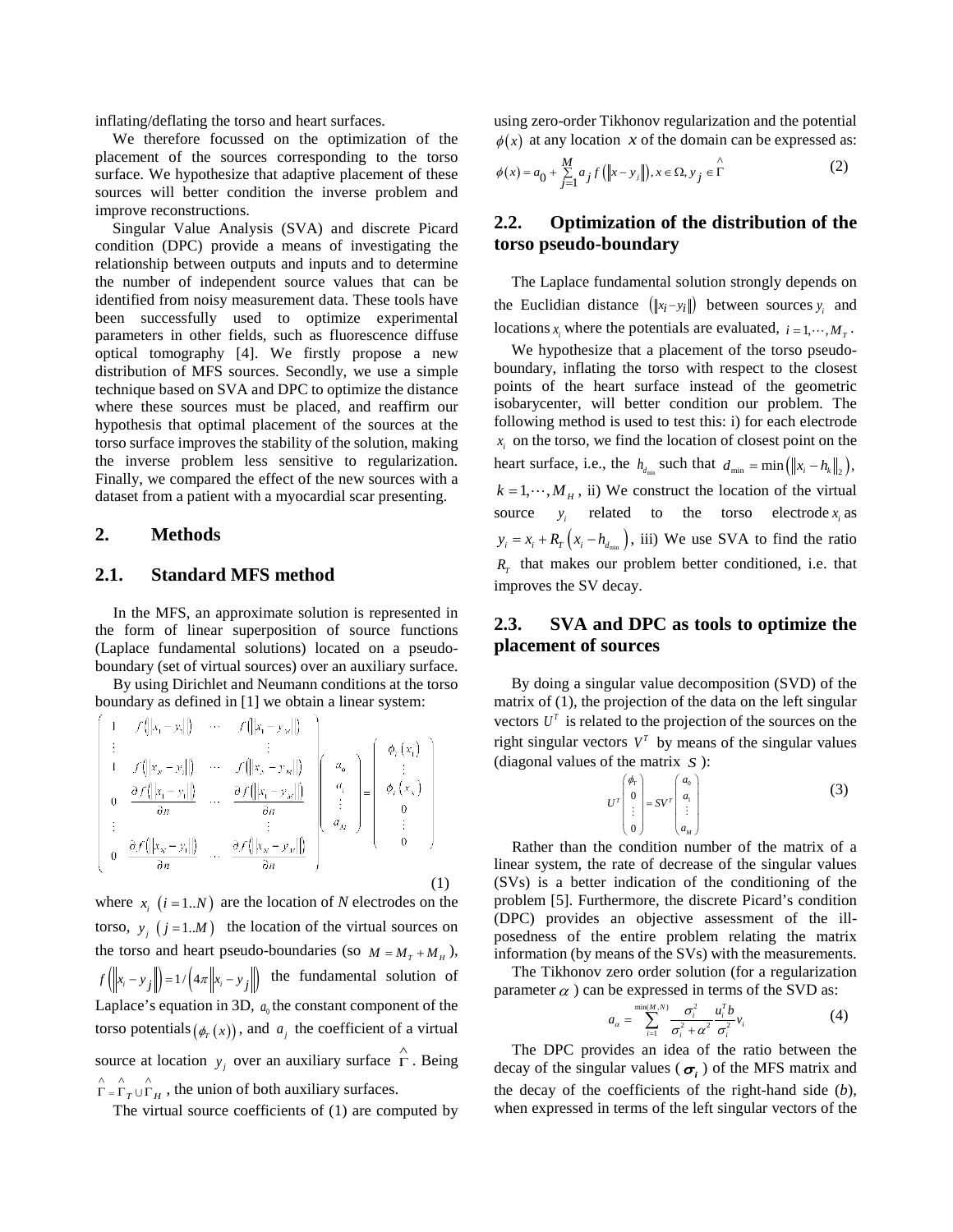inflating/deflating the torso and heart surfaces.

We therefore focussed on the optimization of the placement of the sources corresponding to the torso surface. We hypothesize that adaptive placement of these sources will better condition the inverse problem and improve reconstructions.

Singular Value Analysis (SVA) and discrete Picard condition (DPC) provide a means of investigating the relationship between outputs and inputs and to determine the number of independent source values that can be identified from noisy measurement data. These tools have been successfully used to optimize experimental parameters in other fields, such as fluorescence diffuse optical tomography [4]. We firstly propose a new distribution of MFS sources. Secondly, we use a simple technique based on SVA and DPC to optimize the distance where these sources must be placed, and reaffirm our hypothesis that optimal placement of the sources at the torso surface improves the stability of the solution, making the inverse problem less sensitive to regularization. Finally, we compared the effect of the new sources with a dataset from a patient with a myocardial scar presenting.

## 2. Methods

### 2.1. Standard MFS method

In the MFS, an approximate solution is represented in the form of linear superposition of source functions (Laplace fundamental solutions) located on a pseudo-boundary (set of virtual sources) over an auxiliary surface.

By using Dirichlet and Neumann conditions at the torso boundary as defined in [1] we obtain a linear system:

$$\begin{pmatrix} 1 & f(\|x_1-y_1\|) & \cdots & f(\|x_1-y_M\|) \\ \vdots & & & \vdots \\ 1 & f(\|x_N-y_1\|) & \cdots & f(\|x_N-y_M\|) \\ 0 & \frac{\partial f(\|x_1-y_1\|)}{\partial n} & \cdots & \frac{\partial f(\|x_1-y_M\|)}{\partial n} \\ \vdots & & & \vdots \\ 0 & \frac{\partial f(\|x_N-y_1\|)}{\partial n} & \cdots & \frac{\partial f(\|x_N-y_M\|)}{\partial n} \end{pmatrix} \begin{pmatrix} a_0 \\ a_1 \\ \vdots \\ a_M \end{pmatrix} = \begin{pmatrix} \phi_T(x_1) \\ \vdots \\ \phi_T(x_N) \\ 0 \\ \vdots \\ 0 \end{pmatrix} \quad (1)$$

where $x_i \ (i=1..N)$ are the location of $N$ electrodes on the torso, $y_j \ (j=1..M)$ the location of the virtual sources on the torso and heart pseudo-boundaries (so $M = M_T + M_H$), $f(\|x_i - y_j\|) = 1/(4\pi\|x_i - y_j\|)$ the fundamental solution of Laplace's equation in 3D, $a_0$ the constant component of the torso potentials $(\phi_T(x))$, and $a_j$ the coefficient of a virtual source at location $y_j$ over an auxiliary surface $\hat{\Gamma}$. Being $\hat{\Gamma} = \hat{\Gamma}_T \cup \hat{\Gamma}_H$, the union of both auxiliary surfaces.

The virtual source coefficients of (1) are computed by using zero-order Tikhonov regularization and the potential $\phi(x)$ at any location $x$ of the domain can be expressed as:

$$\phi(x) = a_0 + \sum_{j=1}^{M} a_j f(\|x - y_j\|), x \in \Omega, y_j \in \hat{\Gamma} \quad (2)$$

### 2.2. Optimization of the distribution of the torso pseudo-boundary

The Laplace fundamental solution strongly depends on the Euclidian distance $(\|x_i - y_i\|)$ between sources $y_i$ and locations $x_i$ where the potentials are evaluated, $i = 1, \cdots, M_T$.

We hypothesize that a placement of the torso pseudo-boundary, inflating the torso with respect to the closest points of the heart surface instead of the geometric isobarycenter, will better condition our problem. The following method is used to test this: i) for each electrode $x_i$ on the torso, we find the location of closest point on the heart surface, i.e., the $h_{d_{\min}}$ such that $d_{\min} = \min(\|x_i - h_k\|_2)$, $k = 1, \cdots, M_H$, ii) We construct the location of the virtual source $y_i$ related to the torso electrode $x_i$ as $y_i = x_i + R_T(x_i - h_{d_{\min}})$, iii) We use SVA to find the ratio $R_T$ that makes our problem better conditioned, i.e. that improves the SV decay.

### 2.3. SVA and DPC as tools to optimize the placement of sources

By doing a singular value decomposition (SVD) of the matrix of (1), the projection of the data on the left singular vectors $U^T$ is related to the projection of the sources on the right singular vectors $V^T$ by means of the singular values (diagonal values of the matrix $S$):

$$U^T \begin{pmatrix} \phi_T \\ 0 \\ \vdots \\ 0 \end{pmatrix} = SV^T \begin{pmatrix} a_0 \\ a_1 \\ \vdots \\ a_M \end{pmatrix} \quad (3)$$

Rather than the condition number of the matrix of a linear system, the rate of decrease of the singular values (SVs) is a better indication of the conditioning of the problem [5]. Furthermore, the discrete Picard's condition (DPC) provides an objective assessment of the ill-posedness of the entire problem relating the matrix information (by means of the SVs) with the measurements.

The Tikhonov zero order solution (for a regularization parameter $\alpha$) can be expressed in terms of the SVD as:

$$a_\alpha = \sum_{i=1}^{\min(M,N)} \frac{\sigma_i^2}{\sigma_i^2 + \alpha^2} \frac{u_i^T b}{\sigma_i} v_i \quad (4)$$

The DPC provides an idea of the ratio between the decay of the singular values ($\sigma_i$) of the MFS matrix and the decay of the coefficients of the right-hand side ($b$), when expressed in terms of the left singular vectors of the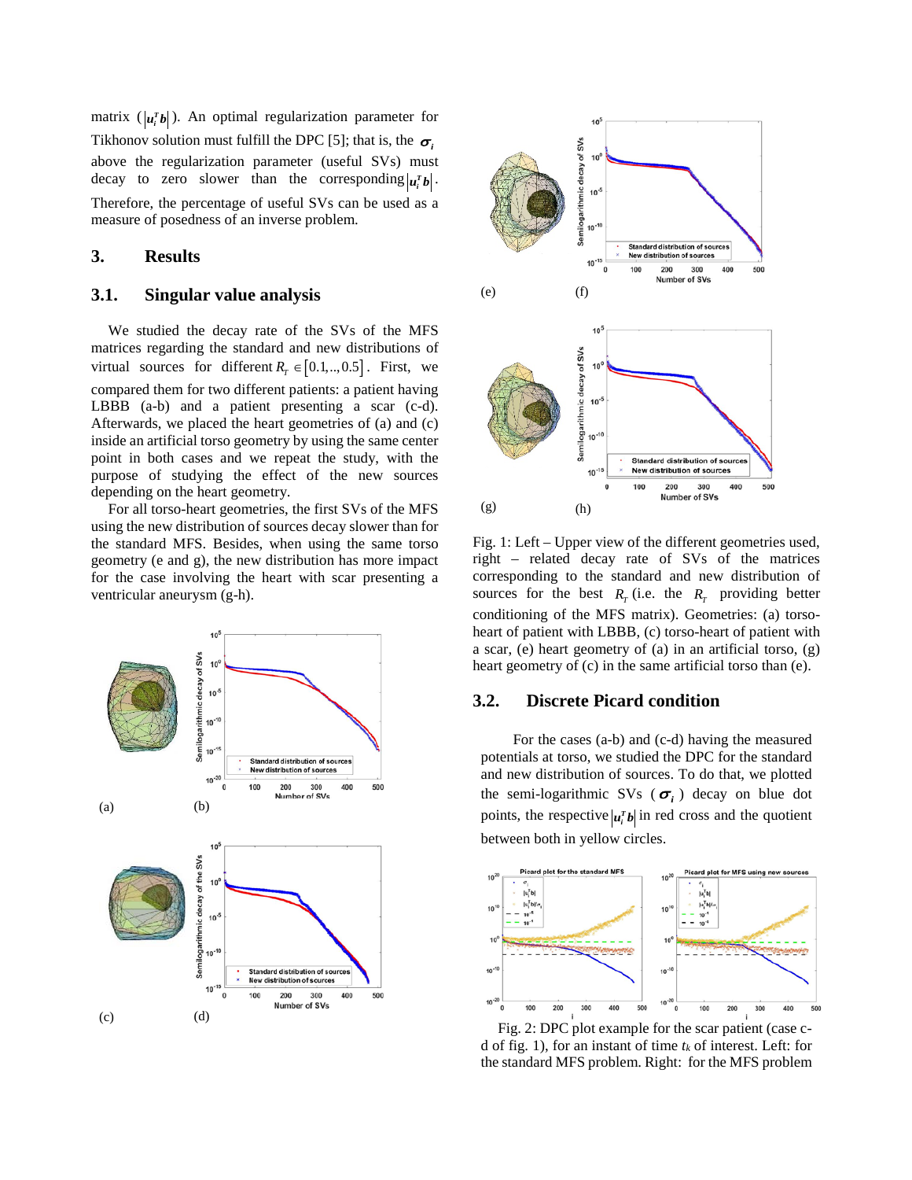matrix ($|u_i^T b|$). An optimal regularization parameter for Tikhonov solution must fulfill the DPC [5]; that is, the $\sigma_i$ above the regularization parameter (useful SVs) must decay to zero slower than the corresponding $|u_i^T b|$. Therefore, the percentage of useful SVs can be used as a measure of posedness of an inverse problem.

## 3. Results

### 3.1. Singular value analysis

We studied the decay rate of the SVs of the MFS matrices regarding the standard and new distributions of virtual sources for different $R_T \in [0.1,..,0.5]$. First, we compared them for two different patients: a patient having LBBB (a-b) and a patient presenting a scar (c-d). Afterwards, we placed the heart geometries of (a) and (c) inside an artificial torso geometry by using the same center point in both cases and we repeat the study, with the purpose of studying the effect of the new sources depending on the heart geometry.

For all torso-heart geometries, the first SVs of the MFS using the new distribution of sources decay slower than for the standard MFS. Besides, when using the same torso geometry (e and g), the new distribution has more impact for the case involving the heart with scar presenting a ventricular aneurysm (g-h).

Fig. 1: Left – Upper view of the different geometries used, right – related decay rate of SVs of the matrices corresponding to the standard and new distribution of sources for the best $R_T$ (i.e. the $R_T$ providing better conditioning of the MFS matrix). Geometries: (a) torso-heart of patient with LBBB, (c) torso-heart of patient with a scar, (e) heart geometry of (a) in an artificial torso, (g) heart geometry of (c) in the same artificial torso than (e).

### 3.2. Discrete Picard condition

For the cases (a-b) and (c-d) having the measured potentials at torso, we studied the DPC for the standard and new distribution of sources. To do that, we plotted the semi-logarithmic SVs ($\sigma_i$) decay on blue dot points, the respective $|u_i^T b|$ in red cross and the quotient between both in yellow circles.

Fig. 2: DPC plot example for the scar patient (case c-d of fig. 1), for an instant of time $t_k$ of interest. Left: for the standard MFS problem. Right: for the MFS problem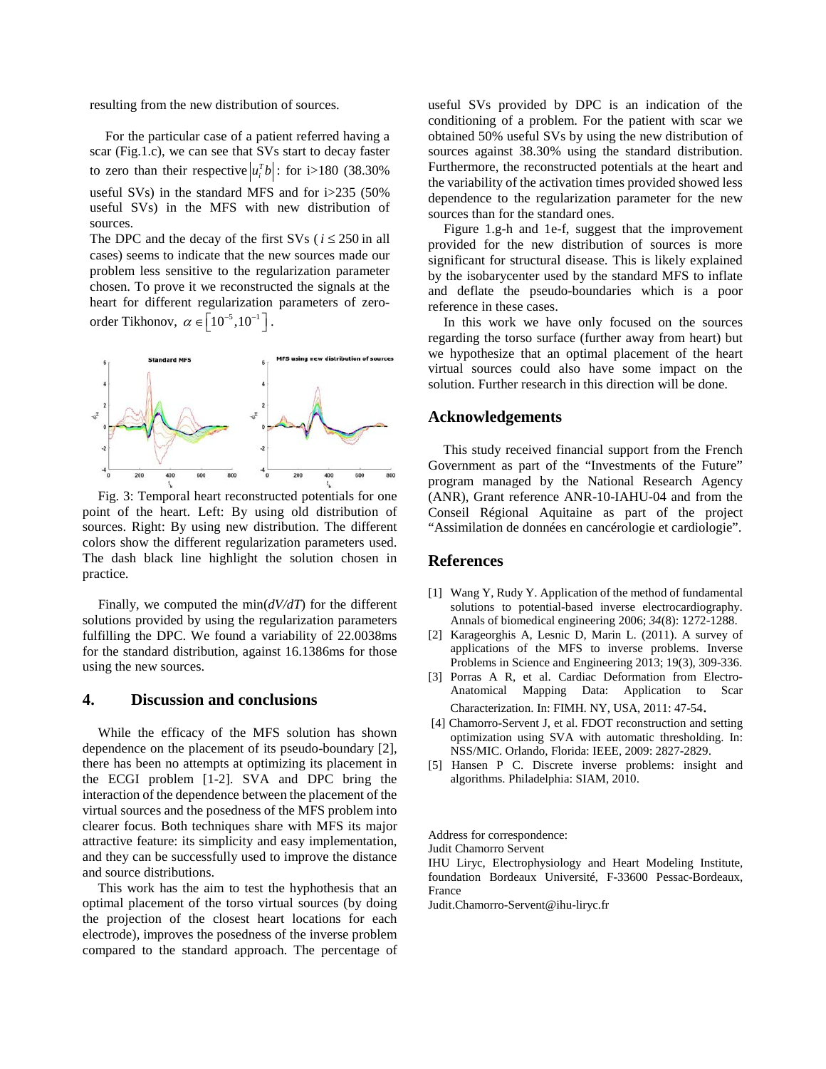resulting from the new distribution of sources.

For the particular case of a patient referred having a scar (Fig.1.c), we can see that SVs start to decay faster to zero than their respective $\left|u_i^T b\right|$: for i>180 (38.30% useful SVs) in the standard MFS and for i>235 (50% useful SVs) in the MFS with new distribution of sources.

The DPC and the decay of the first SVs ( $i \leq 250$ in all cases) seems to indicate that the new sources made our problem less sensitive to the regularization parameter chosen. To prove it we reconstructed the signals at the heart for different regularization parameters of zero-order Tikhonov, $\alpha \in \left[10^{-5}, 10^{-1}\right]$.

Standard MFS

MFS using new distribution of sources

Fig. 3: Temporal heart reconstructed potentials for one point of the heart. Left: By using old distribution of sources. Right: By using new distribution. The different colors show the different regularization parameters used. The dash black line highlight the solution chosen in practice.

Finally, we computed the min(*dV/dT*) for the different solutions provided by using the regularization parameters fulfilling the DPC. We found a variability of 22.0038ms for the standard distribution, against 16.1386ms for those using the new sources.

## 4. Discussion and conclusions

While the efficacy of the MFS solution has shown dependence on the placement of its pseudo-boundary [2], there has been no attempts at optimizing its placement in the ECGI problem [1-2]. SVA and DPC bring the interaction of the dependence between the placement of the virtual sources and the posedness of the MFS problem into clearer focus. Both techniques share with MFS its major attractive feature: its simplicity and easy implementation, and they can be successfully used to improve the distance and source distributions.

This work has the aim to test the hyphothesis that an optimal placement of the torso virtual sources (by doing the projection of the closest heart locations for each electrode), improves the posedness of the inverse problem compared to the standard approach. The percentage of useful SVs provided by DPC is an indication of the conditioning of a problem. For the patient with scar we obtained 50% useful SVs by using the new distribution of sources against 38.30% using the standard distribution. Furthermore, the reconstructed potentials at the heart and the variability of the activation times provided showed less dependence to the regularization parameter for the new sources than for the standard ones.

Figure 1.g-h and 1e-f, suggest that the improvement provided for the new distribution of sources is more significant for structural disease. This is likely explained by the isobarycenter used by the standard MFS to inflate and deflate the pseudo-boundaries which is a poor reference in these cases.

In this work we have only focused on the sources regarding the torso surface (further away from heart) but we hypothesize that an optimal placement of the heart virtual sources could also have some impact on the solution. Further research in this direction will be done.

## Acknowledgements

This study received financial support from the French Government as part of the "Investments of the Future" program managed by the National Research Agency (ANR), Grant reference ANR-10-IAHU-04 and from the Conseil Régional Aquitaine as part of the project "Assimilation de données en cancérologie et cardiologie".

## References

[1] Wang Y, Rudy Y. Application of the method of fundamental solutions to potential-based inverse electrocardiography. Annals of biomedical engineering 2006; *34*(8): 1272-1288.

[2] Karageorghis A, Lesnic D, Marin L. (2011). A survey of applications of the MFS to inverse problems. Inverse Problems in Science and Engineering 2013; 19(3), 309-336.

[3] Porras A R, et al. Cardiac Deformation from Electro-Anatomical Mapping Data: Application to Scar Characterization. In: FIMH. NY, USA, 2011: 47-54.

[4] Chamorro-Servent J, et al. FDOT reconstruction and setting optimization using SVA with automatic thresholding. In: NSS/MIC. Orlando, Florida: IEEE, 2009: 2827-2829.

[5] Hansen P C. Discrete inverse problems: insight and algorithms. Philadelphia: SIAM, 2010.

Address for correspondence:

Judit Chamorro Servent

IHU Liryc, Electrophysiology and Heart Modeling Institute, foundation Bordeaux Université, F-33600 Pessac-Bordeaux, France

Judit.Chamorro-Servent@ihu-liryc.fr